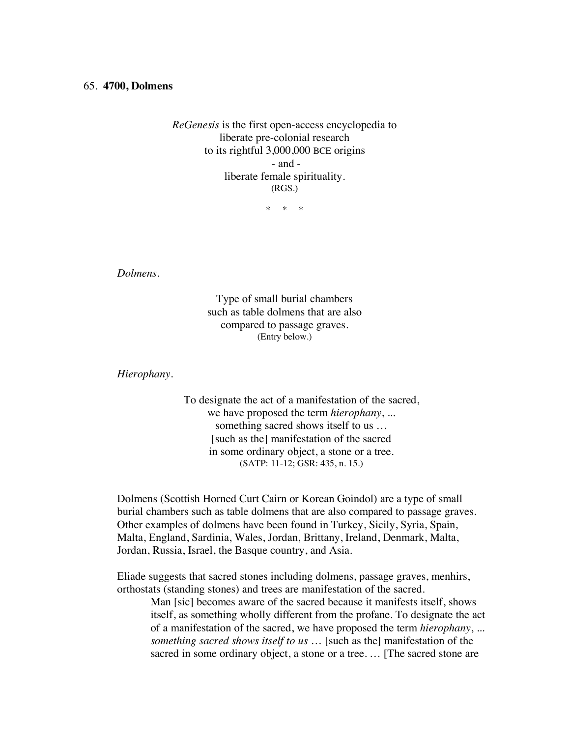65. **4700, Dolmens**

*ReGenesis* is the first open-access encyclopedia to
liberate pre-colonial research
to its rightful 3,000,000 BCE origins
- and -
liberate female spirituality.
(RGS.)

\* \* \*

*Dolmens.*

Type of small burial chambers
such as table dolmens that are also
compared to passage graves.
(Entry below.)

*Hierophany.*

To designate the act of a manifestation of the sacred,
we have proposed the term *hierophany*, ...
something sacred shows itself to us …
[such as the] manifestation of the sacred
in some ordinary object, a stone or a tree.
(SATP: 11-12; GSR: 435, n. 15.)

Dolmens (Scottish Horned Curt Cairn or Korean Goindol) are a type of small burial chambers such as table dolmens that are also compared to passage graves. Other examples of dolmens have been found in Turkey, Sicily, Syria, Spain, Malta, England, Sardinia, Wales, Jordan, Brittany, Ireland, Denmark, Malta, Jordan, Russia, Israel, the Basque country, and Asia.

Eliade suggests that sacred stones including dolmens, passage graves, menhirs, orthostats (standing stones) and trees are manifestation of the sacred.

> Man [sic] becomes aware of the sacred because it manifests itself, shows itself, as something wholly different from the profane. To designate the act of a manifestation of the sacred, we have proposed the term *hierophany*, ... *something sacred shows itself to us* … [such as the] manifestation of the sacred in some ordinary object, a stone or a tree. … [The sacred stone are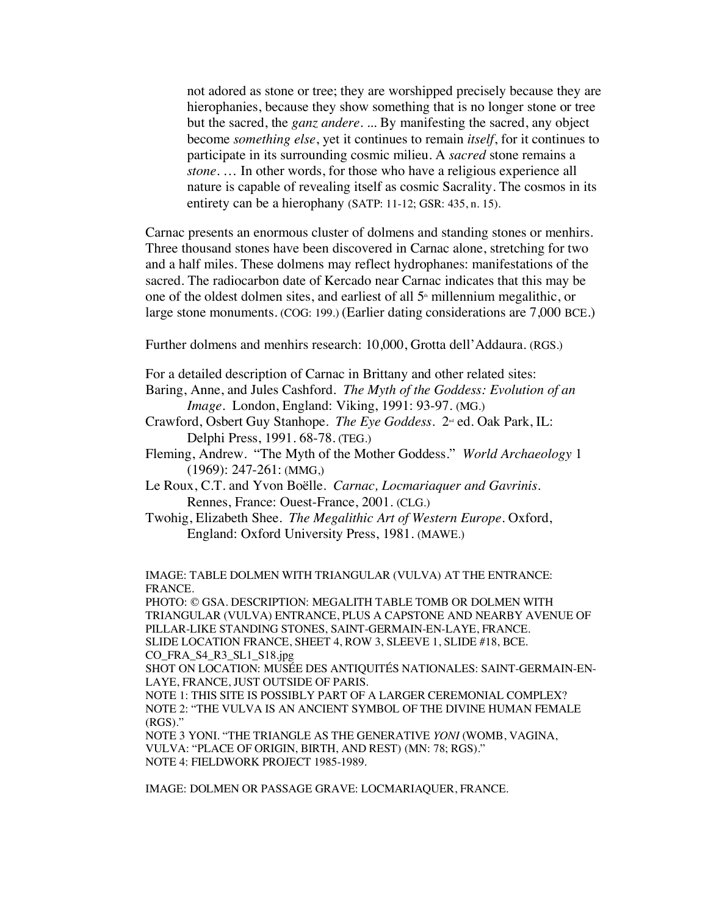> not adored as stone or tree; they are worshipped precisely because they are hierophanies, because they show something that is no longer stone or tree but the sacred, the *ganz andere*. ... By manifesting the sacred, any object become *something else*, yet it continues to remain *itself*, for it continues to participate in its surrounding cosmic milieu. A *sacred* stone remains a *stone*. … In other words, for those who have a religious experience all nature is capable of revealing itself as cosmic Sacrality. The cosmos in its entirety can be a hierophany (SATP: 11-12; GSR: 435, n. 15).

Carnac presents an enormous cluster of dolmens and standing stones or menhirs. Three thousand stones have been discovered in Carnac alone, stretching for two and a half miles. These dolmens may reflect hydrophanes: manifestations of the sacred. The radiocarbon date of Kercado near Carnac indicates that this may be one of the oldest dolmen sites, and earliest of all 5th millennium megalithic, or large stone monuments. (COG: 199.) (Earlier dating considerations are 7,000 BCE.)

Further dolmens and menhirs research: 10,000, Grotta dell'Addaura. (RGS.)

For a detailed description of Carnac in Brittany and other related sites:

Baring, Anne, and Jules Cashford. *The Myth of the Goddess: Evolution of an Image*. London, England: Viking, 1991: 93-97. (MG.)

Crawford, Osbert Guy Stanhope. *The Eye Goddess*. 2nd ed. Oak Park, IL: Delphi Press, 1991. 68-78. (TEG.)

Fleming, Andrew. "The Myth of the Mother Goddess." *World Archaeology* 1 (1969): 247-261: (MMG,)

Le Roux, C.T. and Yvon Boëlle. *Carnac, Locmariaquer and Gavrinis*. Rennes, France: Ouest-France, 2001. (CLG.)

Twohig, Elizabeth Shee. *The Megalithic Art of Western Europe*. Oxford, England: Oxford University Press, 1981. (MAWE.)

IMAGE: TABLE DOLMEN WITH TRIANGULAR (VULVA) AT THE ENTRANCE: FRANCE.
PHOTO: © GSA. DESCRIPTION: MEGALITH TABLE TOMB OR DOLMEN WITH TRIANGULAR (VULVA) ENTRANCE, PLUS A CAPSTONE AND NEARBY AVENUE OF PILLAR-LIKE STANDING STONES, SAINT-GERMAIN-EN-LAYE, FRANCE.
SLIDE LOCATION FRANCE, SHEET 4, ROW 3, SLEEVE 1, SLIDE #18, BCE.
CO_FRA_S4_R3_SL1_S18.jpg
SHOT ON LOCATION: MUSÉE DES ANTIQUITÉS NATIONALES: SAINT-GERMAIN-EN-LAYE, FRANCE, JUST OUTSIDE OF PARIS.
NOTE 1: THIS SITE IS POSSIBLY PART OF A LARGER CEREMONIAL COMPLEX?
NOTE 2: "THE VULVA IS AN ANCIENT SYMBOL OF THE DIVINE HUMAN FEMALE (RGS)."
NOTE 3 YONI. "THE TRIANGLE AS THE GENERATIVE *YONI* (WOMB, VAGINA, VULVA: "PLACE OF ORIGIN, BIRTH, AND REST) (MN: 78; RGS)."
NOTE 4: FIELDWORK PROJECT 1985-1989.

IMAGE: DOLMEN OR PASSAGE GRAVE: LOCMARIAQUER, FRANCE.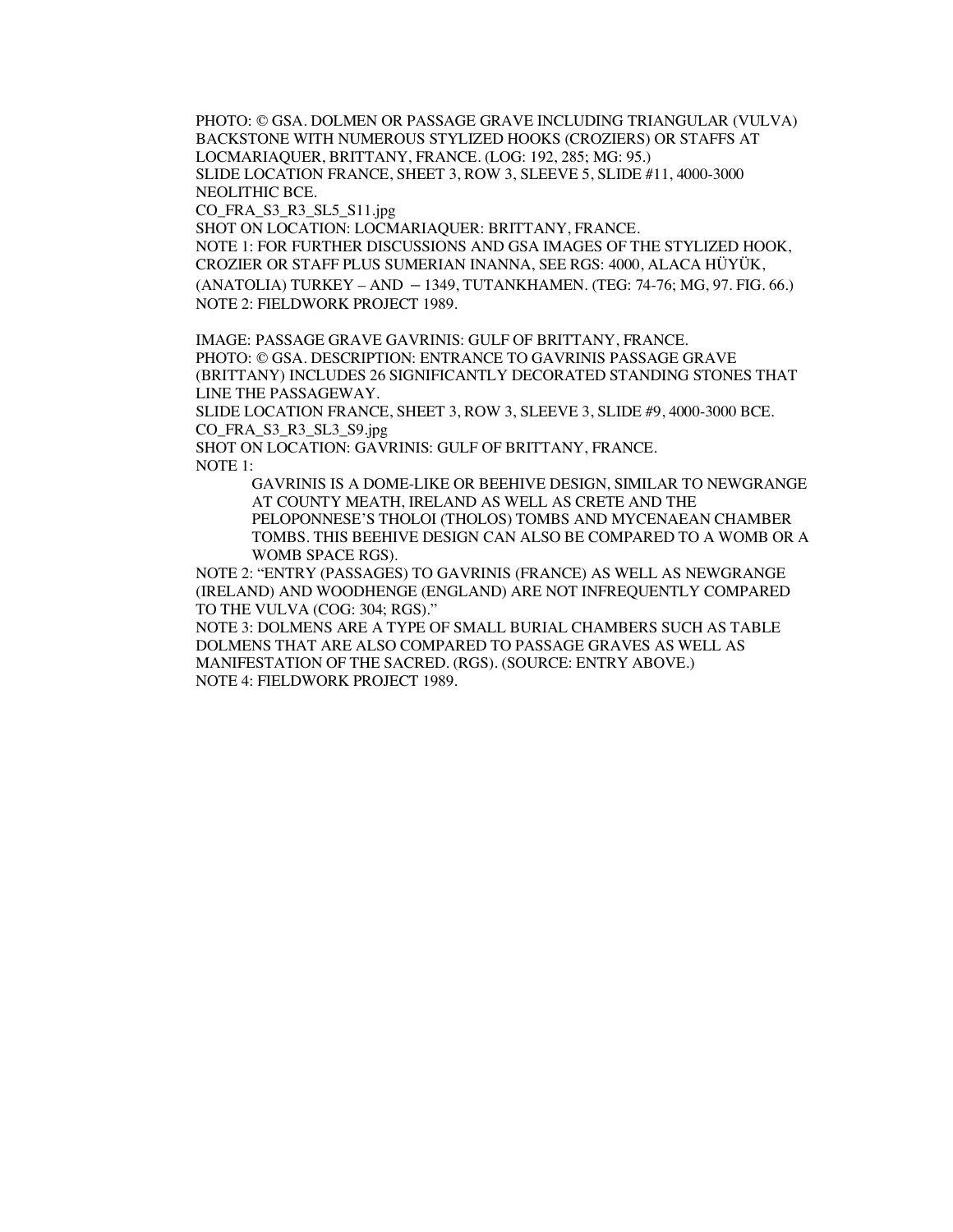PHOTO: © GSA. DOLMEN OR PASSAGE GRAVE INCLUDING TRIANGULAR (VULVA) BACKSTONE WITH NUMEROUS STYLIZED HOOKS (CROZIERS) OR STAFFS AT LOCMARIAQUER, BRITTANY, FRANCE. (LOG: 192, 285; MG: 95.)
SLIDE LOCATION FRANCE, SHEET 3, ROW 3, SLEEVE 5, SLIDE #11, 4000-3000 NEOLITHIC BCE.
CO_FRA_S3_R3_SL5_S11.jpg
SHOT ON LOCATION: LOCMARIAQUER: BRITTANY, FRANCE.
NOTE 1: FOR FURTHER DISCUSSIONS AND GSA IMAGES OF THE STYLIZED HOOK, CROZIER OR STAFF PLUS SUMERIAN INANNA, SEE RGS: 4000, ALACA HÜYÜK, (ANATOLIA) TURKEY – AND – 1349, TUTANKHAMEN. (TEG: 74-76; MG, 97. FIG. 66.)
NOTE 2: FIELDWORK PROJECT 1989.

IMAGE: PASSAGE GRAVE GAVRINIS: GULF OF BRITTANY, FRANCE.
PHOTO: © GSA. DESCRIPTION: ENTRANCE TO GAVRINIS PASSAGE GRAVE (BRITTANY) INCLUDES 26 SIGNIFICANTLY DECORATED STANDING STONES THAT LINE THE PASSAGEWAY.
SLIDE LOCATION FRANCE, SHEET 3, ROW 3, SLEEVE 3, SLIDE #9, 4000-3000 BCE.
CO_FRA_S3_R3_SL3_S9.jpg
SHOT ON LOCATION: GAVRINIS: GULF OF BRITTANY, FRANCE.
NOTE 1:

> GAVRINIS IS A DOME-LIKE OR BEEHIVE DESIGN, SIMILAR TO NEWGRANGE AT COUNTY MEATH, IRELAND AS WELL AS CRETE AND THE PELOPONNESE'S THOLOI (THOLOS) TOMBS AND MYCENAEAN CHAMBER TOMBS. THIS BEEHIVE DESIGN CAN ALSO BE COMPARED TO A WOMB OR A WOMB SPACE RGS).

NOTE 2: "ENTRY (PASSAGES) TO GAVRINIS (FRANCE) AS WELL AS NEWGRANGE (IRELAND) AND WOODHENGE (ENGLAND) ARE NOT INFREQUENTLY COMPARED TO THE VULVA (COG: 304; RGS)."
NOTE 3: DOLMENS ARE A TYPE OF SMALL BURIAL CHAMBERS SUCH AS TABLE DOLMENS THAT ARE ALSO COMPARED TO PASSAGE GRAVES AS WELL AS MANIFESTATION OF THE SACRED. (RGS). (SOURCE: ENTRY ABOVE.)
NOTE 4: FIELDWORK PROJECT 1989.